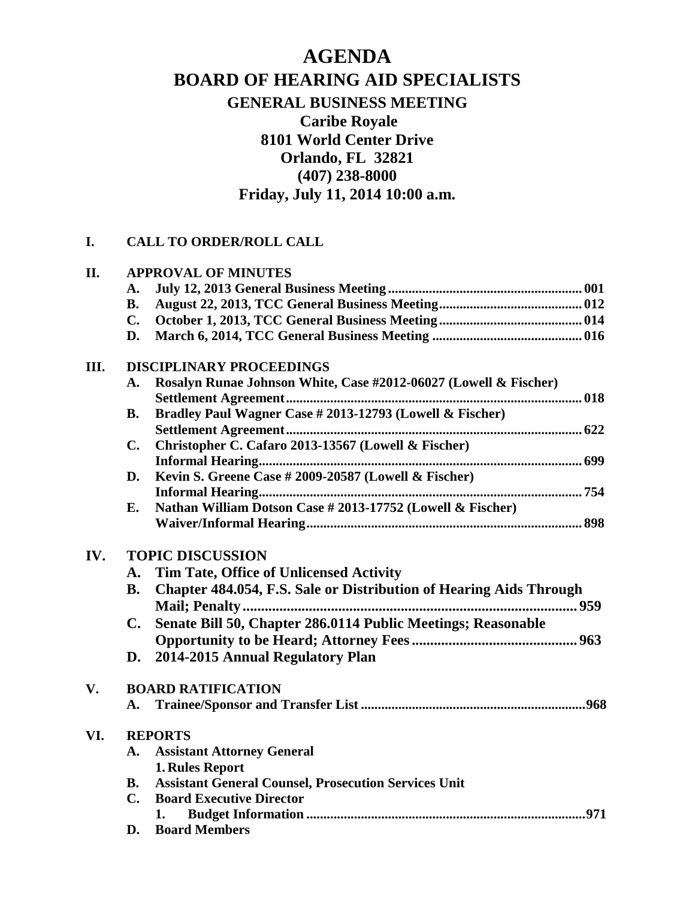# AGENDA

## BOARD OF HEARING AID SPECIALISTS

### GENERAL BUSINESS MEETING

**Caribe Royale**
**8101 World Center Drive**
**Orlando, FL 32821**
**(407) 238-8000**
**Friday, July 11, 2014 10:00 a.m.**

**I. CALL TO ORDER/ROLL CALL**

**II. APPROVAL OF MINUTES**

- **A.** **July 12, 2013 General Business Meeting ........ 001**
- **B.** **August 22, 2013, TCC General Business Meeting ........ 012**
- **C.** **October 1, 2013, TCC General Business Meeting ........ 014**
- **D.** **March 6, 2014, TCC General Business Meeting ........ 016**

**III. DISCIPLINARY PROCEEDINGS**

- **A.** **Rosalyn Runae Johnson White, Case #2012-06027 (Lowell & Fischer) Settlement Agreement ........ 018**
- **B.** **Bradley Paul Wagner Case # 2013-12793 (Lowell & Fischer) Settlement Agreement ........ 622**
- **C.** **Christopher C. Cafaro 2013-13567 (Lowell & Fischer) Informal Hearing ........ 699**
- **D.** **Kevin S. Greene Case # 2009-20587 (Lowell & Fischer) Informal Hearing ........ 754**
- **E.** **Nathan William Dotson Case # 2013-17752 (Lowell & Fischer) Waiver/Informal Hearing ........ 898**

**IV. TOPIC DISCUSSION**

- **A.** **Tim Tate, Office of Unlicensed Activity**
- **B.** **Chapter 484.054, F.S. Sale or Distribution of Hearing Aids Through Mail; Penalty ........ 959**
- **C.** **Senate Bill 50, Chapter 286.0114 Public Meetings; Reasonable Opportunity to be Heard; Attorney Fees ........ 963**
- **D.** **2014-2015 Annual Regulatory Plan**

**V. BOARD RATIFICATION**

- **A.** **Trainee/Sponsor and Transfer List ........ 968**

**VI. REPORTS**

- **A.** **Assistant Attorney General**
  1. **Rules Report**
- **B.** **Assistant General Counsel, Prosecution Services Unit**
- **C.** **Board Executive Director**
  1. **Budget Information ........ 971**
- **D.** **Board Members**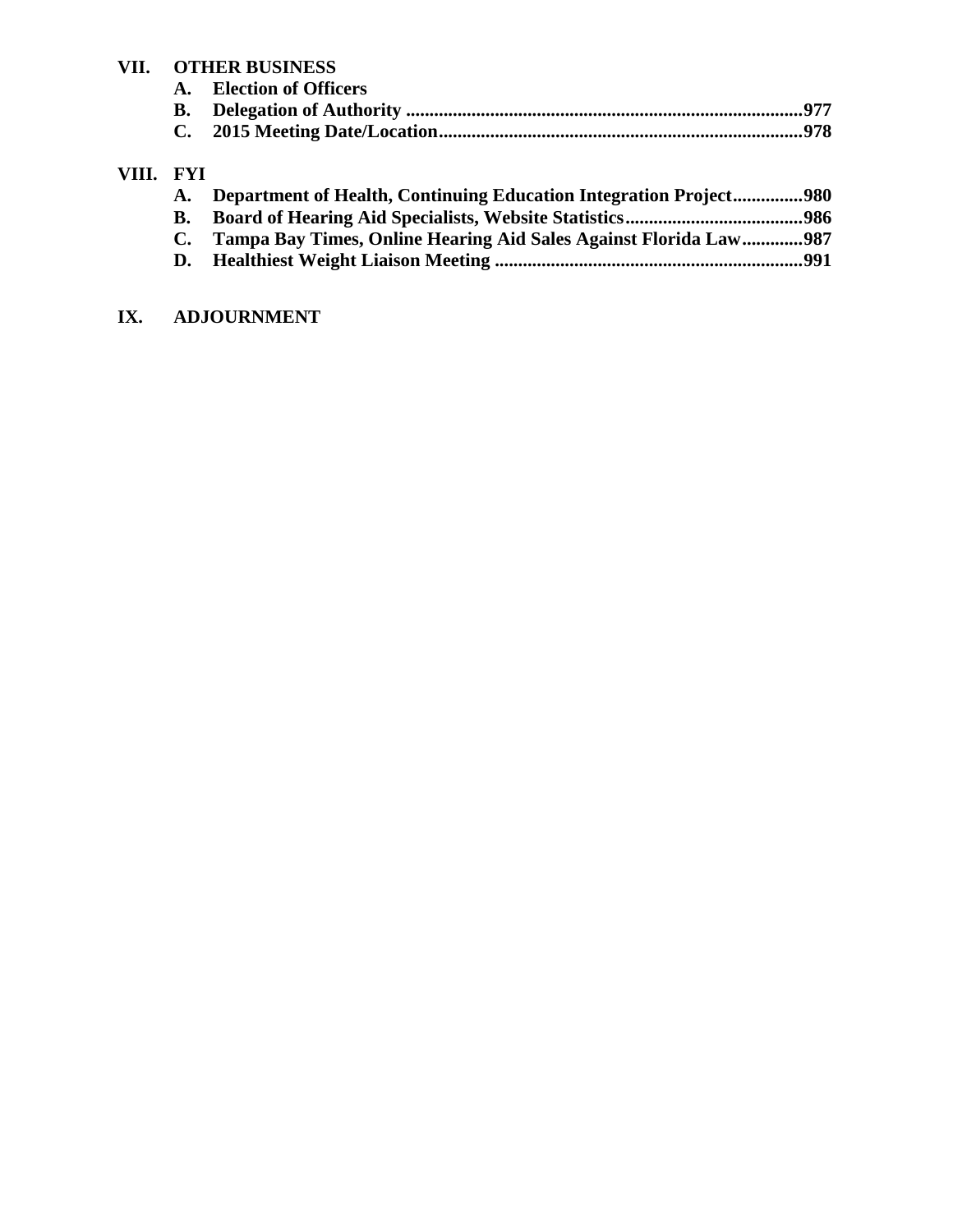**VII. OTHER BUSINESS**

- **A. Election of Officers**
- **B. Delegation of Authority ....................................................................................977**
- **C. 2015 Meeting Date/Location.............................................................................978**

**VIII. FYI**

- **A. Department of Health, Continuing Education Integration Project...............980**
- **B. Board of Hearing Aid Specialists, Website Statistics......................................986**
- **C. Tampa Bay Times, Online Hearing Aid Sales Against Florida Law.............987**
- **D. Healthiest Weight Liaison Meeting .................................................................991**

**IX. ADJOURNMENT**